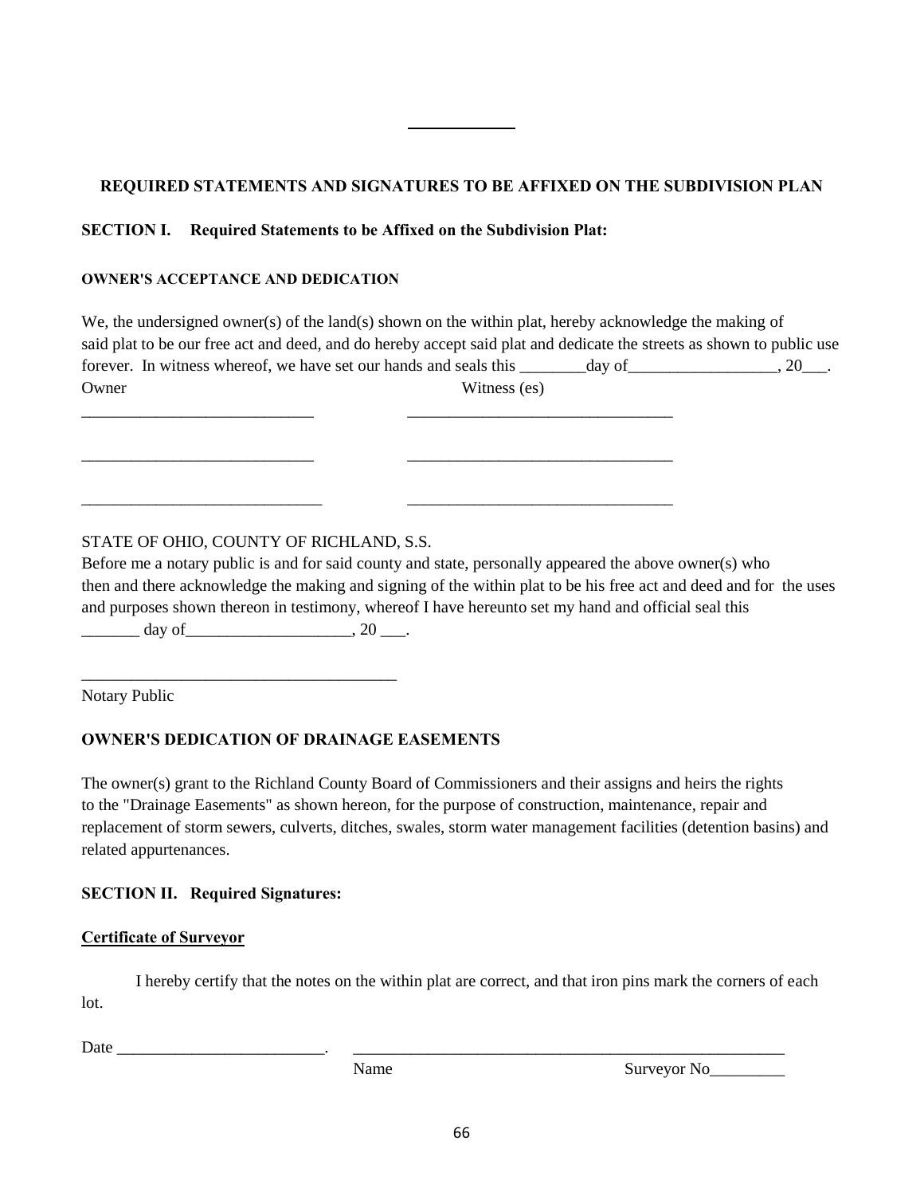## REQUIRED STATEMENTS AND SIGNATURES TO BE AFFIXED ON THE SUBDIVISION PLAN

**SECTION I. Required Statements to be Affixed on the Subdivision Plat:**

**OWNER'S ACCEPTANCE AND DEDICATION**

We, the undersigned owner(s) of the land(s) shown on the within plat, hereby acknowledge the making of said plat to be our free act and deed, and do hereby accept said plat and dedicate the streets as shown to public use forever. In witness whereof, we have set our hands and seals this ________day of__________________, 20___.

Owner                                                                 Witness (es)

____________________________          ________________________________

____________________________          ________________________________

_____________________________          ________________________________

STATE OF OHIO, COUNTY OF RICHLAND, S.S.
Before me a notary public is and for said county and state, personally appeared the above owner(s) who then and there acknowledge the making and signing of the within plat to be his free act and deed and for the uses and purposes shown thereon in testimony, whereof I have hereunto set my hand and official seal this _______ day of____________________, 20 ___.

______________________________________
Notary Public

**OWNER'S DEDICATION OF DRAINAGE EASEMENTS**

The owner(s) grant to the Richland County Board of Commissioners and their assigns and heirs the rights to the "Drainage Easements" as shown hereon, for the purpose of construction, maintenance, repair and replacement of storm sewers, culverts, ditches, swales, storm water management facilities (detention basins) and related appurtenances.

**SECTION II. Required Signatures:**

**Certificate of Surveyor**

I hereby certify that the notes on the within plat are correct, and that iron pins mark the corners of each lot.

Date _________________________.     ____________________________________________________

Name                                                                 Surveyor No_________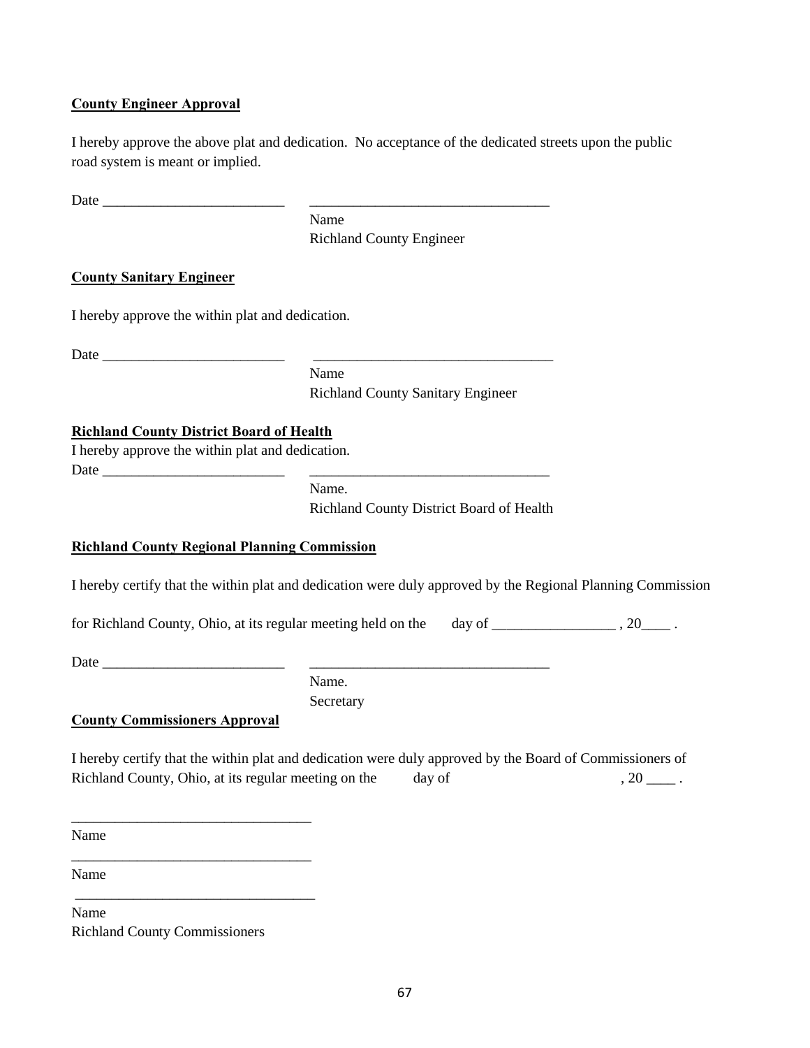**County Engineer Approval**

I hereby approve the above plat and dedication. No acceptance of the dedicated streets upon the public road system is meant or implied.

Date _________________________ _________________________________

Name
Richland County Engineer

**County Sanitary Engineer**

I hereby approve the within plat and dedication.

Date _________________________ _________________________________

Name
Richland County Sanitary Engineer

**Richland County District Board of Health**

I hereby approve the within plat and dedication.

Date _________________________ _________________________________

Name.
Richland County District Board of Health

**Richland County Regional Planning Commission**

I hereby certify that the within plat and dedication were duly approved by the Regional Planning Commission for Richland County, Ohio, at its regular meeting held on the day of _________________ , 20____ .

Date _________________________ _________________________________

Name.
Secretary

**County Commissioners Approval**

I hereby certify that the within plat and dedication were duly approved by the Board of Commissioners of Richland County, Ohio, at its regular meeting on the day of , 20 ____ .

_________________________________
Name

_________________________________
Name

_________________________________
Name
Richland County Commissioners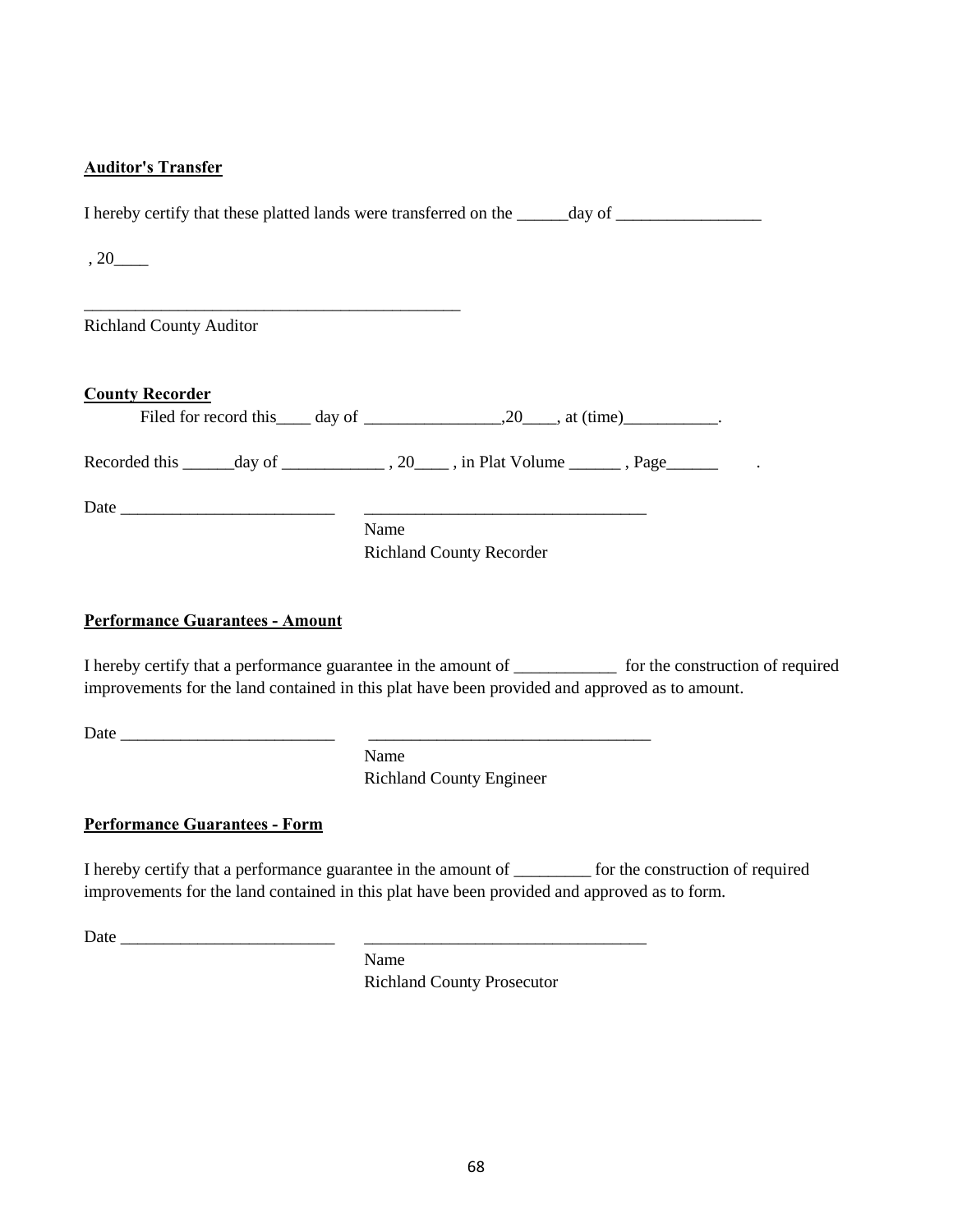**Auditor's Transfer**

I hereby certify that these platted lands were transferred on the ______day of _________________

, 20____

_____________________________________________

Richland County Auditor

**County Recorder**

Filed for record this____ day of ________________,20____, at (time)___________.

Recorded this ______day of ____________ , 20____ , in Plat Volume ______ , Page______ .

Date _________________________ _________________________________

Name
Richland County Recorder

**Performance Guarantees - Amount**

I hereby certify that a performance guarantee in the amount of ____________ for the construction of required improvements for the land contained in this plat have been provided and approved as to amount.

Date _________________________ _________________________________

Name
Richland County Engineer

**Performance Guarantees - Form**

I hereby certify that a performance guarantee in the amount of _________ for the construction of required improvements for the land contained in this plat have been provided and approved as to form.

Date _________________________ _________________________________

Name
Richland County Prosecutor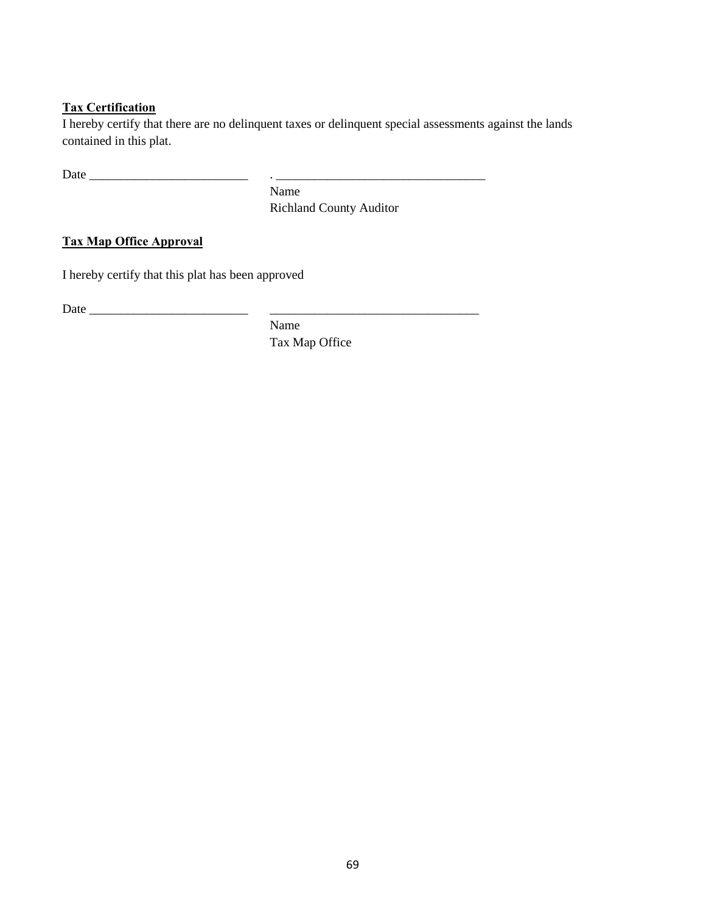**Tax Certification**

I hereby certify that there are no delinquent taxes or delinquent special assessments against the lands contained in this plat.

Date _________________________ . _________________________________

Name

Richland County Auditor

**Tax Map Office Approval**

I hereby certify that this plat has been approved

Date _________________________ _________________________________

Name

Tax Map Office